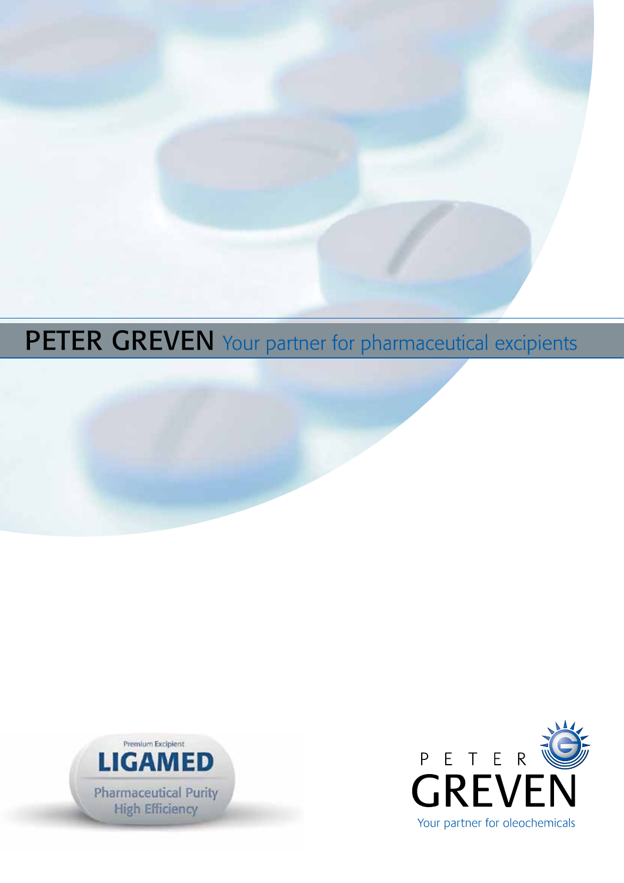# PETER GREVEN Your partner for pharmaceutical excipients

Premium Excipient

**LIGAMED**

Pharmaceutical Purity
High Efficiency

PETER GREVEN

Your partner for oleochemicals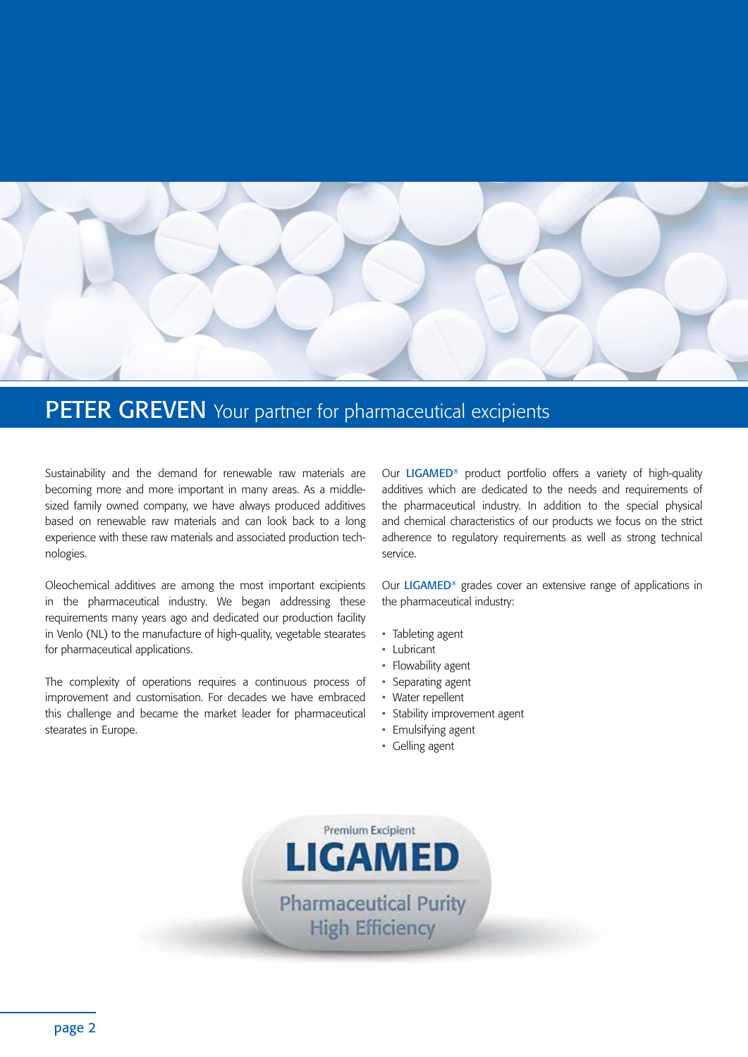# PETER GREVEN Your partner for pharmaceutical excipients

Sustainability and the demand for renewable raw materials are becoming more and more important in many areas. As a middle-sized family owned company, we have always produced additives based on renewable raw materials and can look back to a long experience with these raw materials and associated production technologies.

Oleochemical additives are among the most important excipients in the pharmaceutical industry. We began addressing these requirements many years ago and dedicated our production facility in Venlo (NL) to the manufacture of high-quality, vegetable stearates for pharmaceutical applications.

The complexity of operations requires a continuous process of improvement and customisation. For decades we have embraced this challenge and became the market leader for pharmaceutical stearates in Europe.

Our **LIGAMED**® product portfolio offers a variety of high-quality additives which are dedicated to the needs and requirements of the pharmaceutical industry. In addition to the special physical and chemical characteristics of our products we focus on the strict adherence to regulatory requirements as well as strong technical service.

Our **LIGAMED**® grades cover an extensive range of applications in the pharmaceutical industry:

- Tableting agent
- Lubricant
- Flowability agent
- Separating agent
- Water repellent
- Stability improvement agent
- Emulsifying agent
- Gelling agent

Premium Excipient
**LIGAMED**
Pharmaceutical Purity
High Efficiency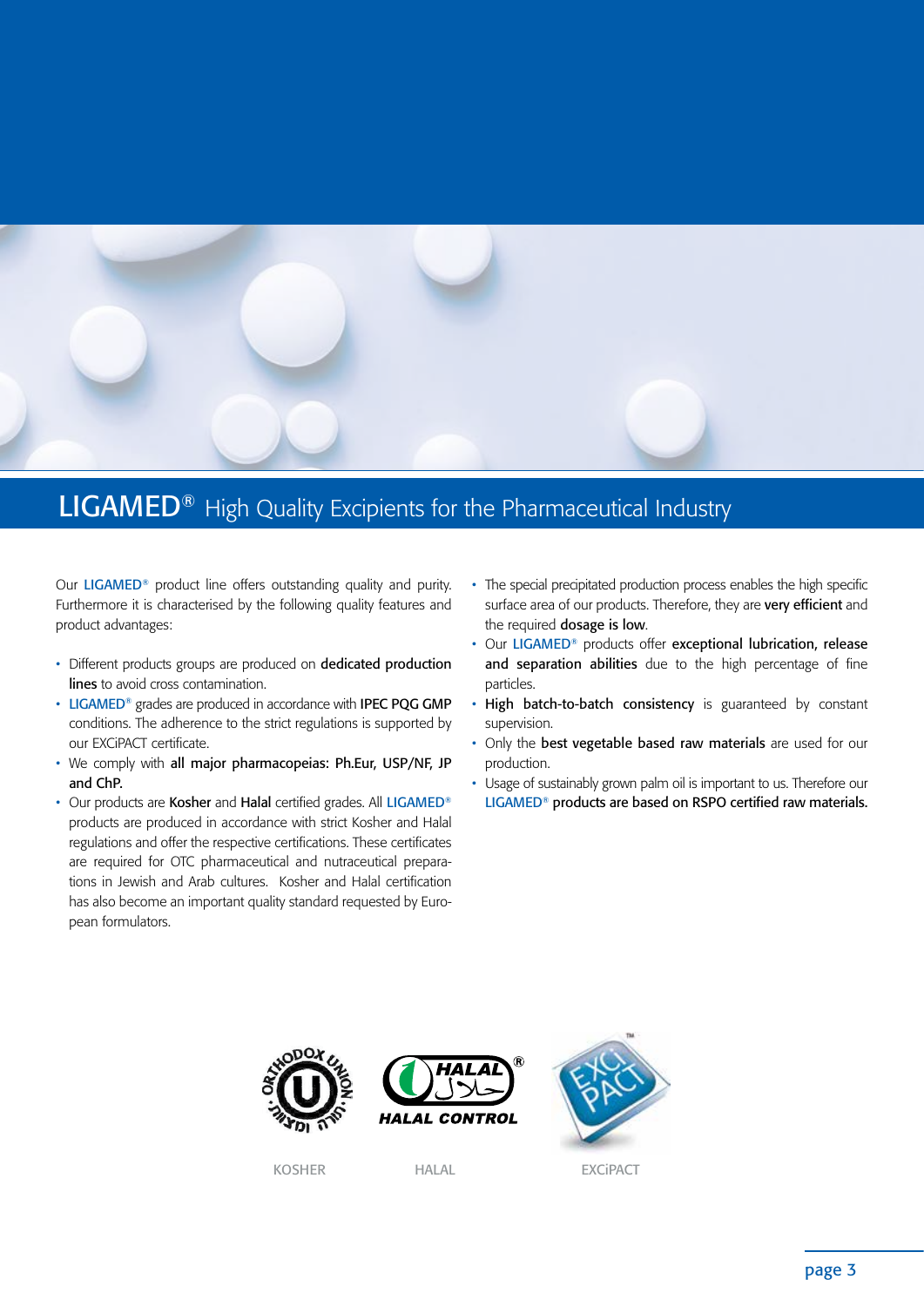# LIGAMED® High Quality Excipients for the Pharmaceutical Industry

Our LIGAMED® product line offers outstanding quality and purity. Furthermore it is characterised by the following quality features and product advantages:

- Different products groups are produced on **dedicated production lines** to avoid cross contamination.
- LIGAMED® grades are produced in accordance with **IPEC PQG GMP** conditions. The adherence to the strict regulations is supported by our EXCiPACT certificate.
- We comply with **all major pharmacopeias: Ph.Eur, USP/NF, JP and ChP.**
- Our products are **Kosher** and **Halal** certified grades. All LIGAMED® products are produced in accordance with strict Kosher and Halal regulations and offer the respective certifications. These certificates are required for OTC pharmaceutical and nutraceutical preparations in Jewish and Arab cultures. Kosher and Halal certification has also become an important quality standard requested by European formulators.
- The special precipitated production process enables the high specific surface area of our products. Therefore, they are **very efficient** and the required **dosage is low**.
- Our LIGAMED® products offer **exceptional lubrication, release and separation abilities** due to the high percentage of fine particles.
- **High batch-to-batch consistency** is guaranteed by constant supervision.
- Only the **best vegetable based raw materials** are used for our production.
- Usage of sustainably grown palm oil is important to us. Therefore our LIGAMED® **products are based on RSPO certified raw materials.**

KOSHER HALAL EXCiPACT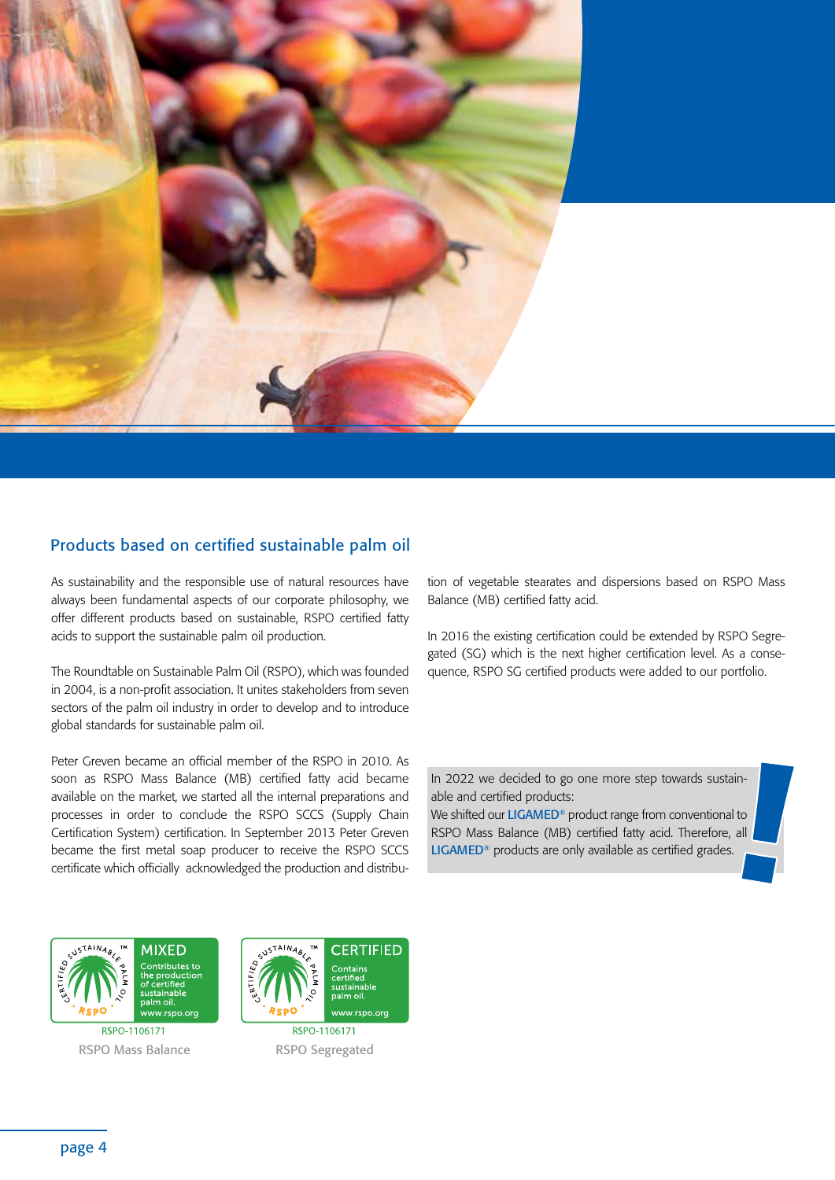## Products based on certified sustainable palm oil

As sustainability and the responsible use of natural resources have always been fundamental aspects of our corporate philosophy, we offer different products based on sustainable, RSPO certified fatty acids to support the sustainable palm oil production.

The Roundtable on Sustainable Palm Oil (RSPO), which was founded in 2004, is a non-profit association. It unites stakeholders from seven sectors of the palm oil industry in order to develop and to introduce global standards for sustainable palm oil.

Peter Greven became an official member of the RSPO in 2010. As soon as RSPO Mass Balance (MB) certified fatty acid became available on the market, we started all the internal preparations and processes in order to conclude the RSPO SCCS (Supply Chain Certification System) certification. In September 2013 Peter Greven became the first metal soap producer to receive the RSPO SCCS certificate which officially acknowledged the production and distribution of vegetable stearates and dispersions based on RSPO Mass Balance (MB) certified fatty acid.

In 2016 the existing certification could be extended by RSPO Segregated (SG) which is the next higher certification level. As a consequence, RSPO SG certified products were added to our portfolio.

In 2022 we decided to go one more step towards sustainable and certified products:
We shifted our **LIGAMED®** product range from conventional to RSPO Mass Balance (MB) certified fatty acid. Therefore, all **LIGAMED®** products are only available as certified grades.

MIXED – Contributes to the production of certified sustainable palm oil. www.rspo.org

RSPO-1106171

RSPO Mass Balance

CERTIFIED – Contains certified sustainable palm oil. www.rspo.org

RSPO-1106171

RSPO Segregated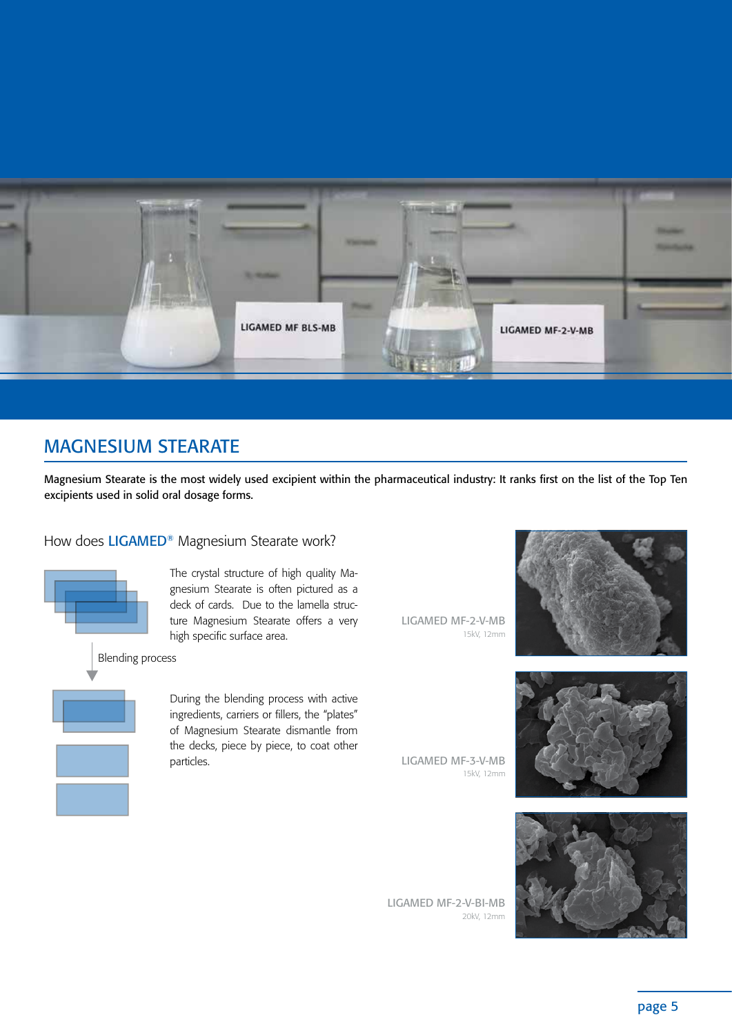LIGAMED MF BLS-MB

LIGAMED MF-2-V-MB

## MAGNESIUM STEARATE

**Magnesium Stearate is the most widely used excipient within the pharmaceutical industry: It ranks first on the list of the Top Ten excipients used in solid oral dosage forms.**

### How does LIGAMED® Magnesium Stearate work?

The crystal structure of high quality Magnesium Stearate is often pictured as a deck of cards. Due to the lamella structure Magnesium Stearate offers a very high specific surface area.

Blending process

During the blending process with active ingredients, carriers or fillers, the "plates" of Magnesium Stearate dismantle from the decks, piece by piece, to coat other particles.

LIGAMED MF-2-V-MB
15kV, 12mm

LIGAMED MF-3-V-MB
15kV, 12mm

LIGAMED MF-2-V-BI-MB
20kV, 12mm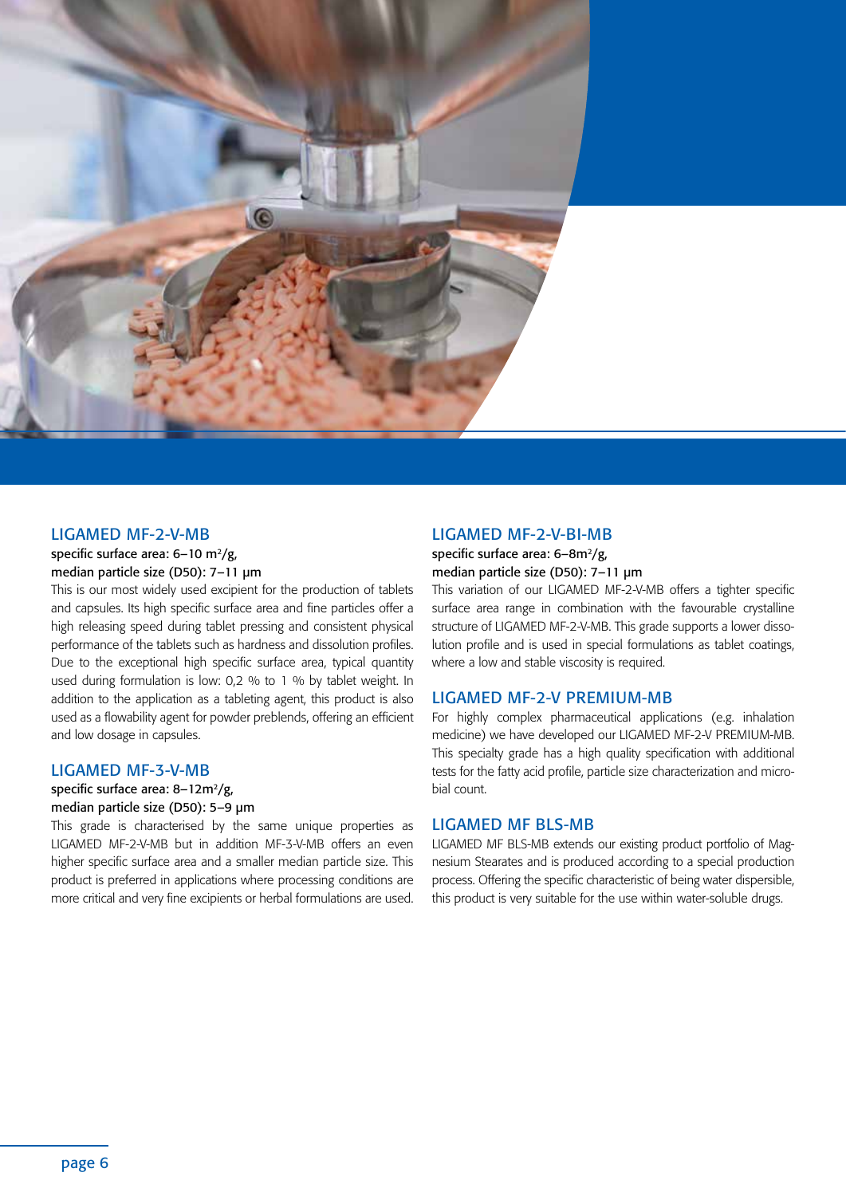## LIGAMED MF-2-V-MB

**specific surface area: 6–10 m²/g, median particle size (D50): 7–11 µm**

This is our most widely used excipient for the production of tablets and capsules. Its high specific surface area and fine particles offer a high releasing speed during tablet pressing and consistent physical performance of the tablets such as hardness and dissolution profiles. Due to the exceptional high specific surface area, typical quantity used during formulation is low: 0,2 % to 1 % by tablet weight. In addition to the application as a tableting agent, this product is also used as a flowability agent for powder preblends, offering an efficient and low dosage in capsules.

## LIGAMED MF-3-V-MB

**specific surface area: 8–12m²/g, median particle size (D50): 5–9 µm**

This grade is characterised by the same unique properties as LIGAMED MF-2-V-MB but in addition MF-3-V-MB offers an even higher specific surface area and a smaller median particle size. This product is preferred in applications where processing conditions are more critical and very fine excipients or herbal formulations are used.

## LIGAMED MF-2-V-BI-MB

**specific surface area: 6–8m²/g, median particle size (D50): 7–11 µm**

This variation of our LIGAMED MF-2-V-MB offers a tighter specific surface area range in combination with the favourable crystalline structure of LIGAMED MF-2-V-MB. This grade supports a lower dissolution profile and is used in special formulations as tablet coatings, where a low and stable viscosity is required.

## LIGAMED MF-2-V PREMIUM-MB

For highly complex pharmaceutical applications (e.g. inhalation medicine) we have developed our LIGAMED MF-2-V PREMIUM-MB. This specialty grade has a high quality specification with additional tests for the fatty acid profile, particle size characterization and microbial count.

## LIGAMED MF BLS-MB

LIGAMED MF BLS-MB extends our existing product portfolio of Magnesium Stearates and is produced according to a special production process. Offering the specific characteristic of being water dispersible, this product is very suitable for the use within water-soluble drugs.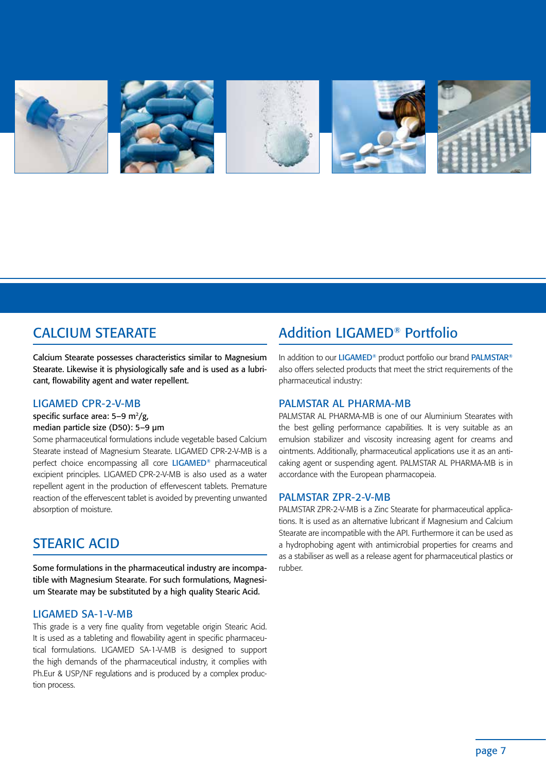## CALCIUM STEARATE

**Calcium Stearate possesses characteristics similar to Magnesium Stearate. Likewise it is physiologically safe and is used as a lubricant, flowability agent and water repellent.**

### LIGAMED CPR-2-V-MB

specific surface area: 5–9 $m^2$/g,
median particle size (D50): 5–9 µm

Some pharmaceutical formulations include vegetable based Calcium Stearate instead of Magnesium Stearate. LIGAMED CPR-2-V-MB is a perfect choice encompassing all core LIGAMED® pharmaceutical excipient principles. LIGAMED CPR-2-V-MB is also used as a water repellent agent in the production of effervescent tablets. Premature reaction of the effervescent tablet is avoided by preventing unwanted absorption of moisture.

## STEARIC ACID

**Some formulations in the pharmaceutical industry are incompatible with Magnesium Stearate. For such formulations, Magnesium Stearate may be substituted by a high quality Stearic Acid.**

### LIGAMED SA-1-V-MB

This grade is a very fine quality from vegetable origin Stearic Acid. It is used as a tableting and flowability agent in specific pharmaceutical formulations. LIGAMED SA-1-V-MB is designed to support the high demands of the pharmaceutical industry, it complies with Ph.Eur & USP/NF regulations and is produced by a complex production process.

## Addition LIGAMED® Portfolio

In addition to our LIGAMED® product portfolio our brand PALMSTAR® also offers selected products that meet the strict requirements of the pharmaceutical industry:

### PALMSTAR AL PHARMA-MB

PALMSTAR AL PHARMA-MB is one of our Aluminium Stearates with the best gelling performance capabilities. It is very suitable as an emulsion stabilizer and viscosity increasing agent for creams and ointments. Additionally, pharmaceutical applications use it as an anti-caking agent or suspending agent. PALMSTAR AL PHARMA-MB is in accordance with the European pharmacopeia.

### PALMSTAR ZPR-2-V-MB

PALMSTAR ZPR-2-V-MB is a Zinc Stearate for pharmaceutical applications. It is used as an alternative lubricant if Magnesium and Calcium Stearate are incompatible with the API. Furthermore it can be used as a hydrophobing agent with antimicrobial properties for creams and as a stabiliser as well as a release agent for pharmaceutical plastics or rubber.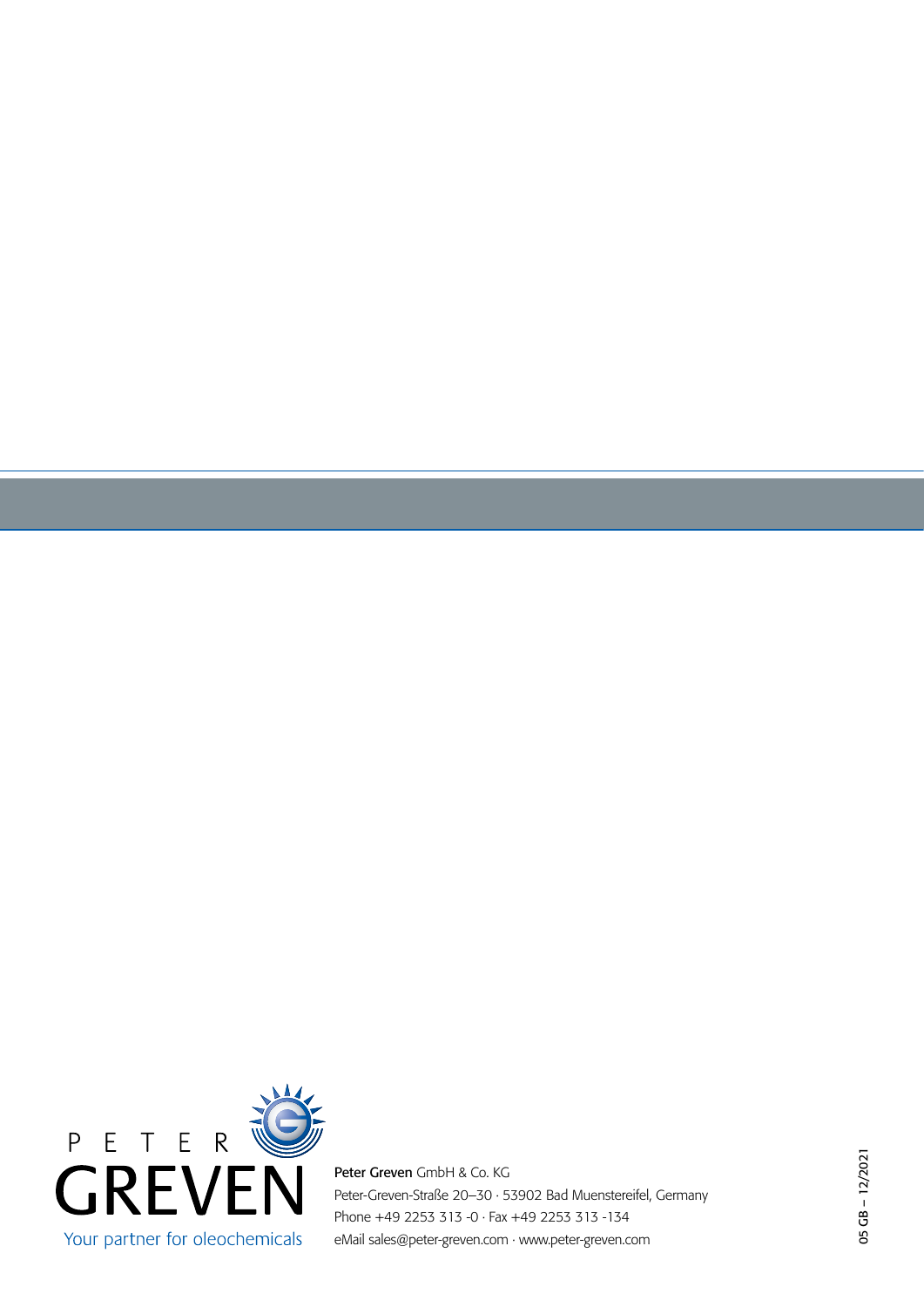PETER
GREVEN
Your partner for oleochemicals

**Peter Greven** GmbH & Co. KG
Peter-Greven-Straße 20–30 · 53902 Bad Muenstereifel, Germany
Phone +49 2253 313 -0 · Fax +49 2253 313 -134
eMail sales@peter-greven.com · www.peter-greven.com

05 GB – 12/2021